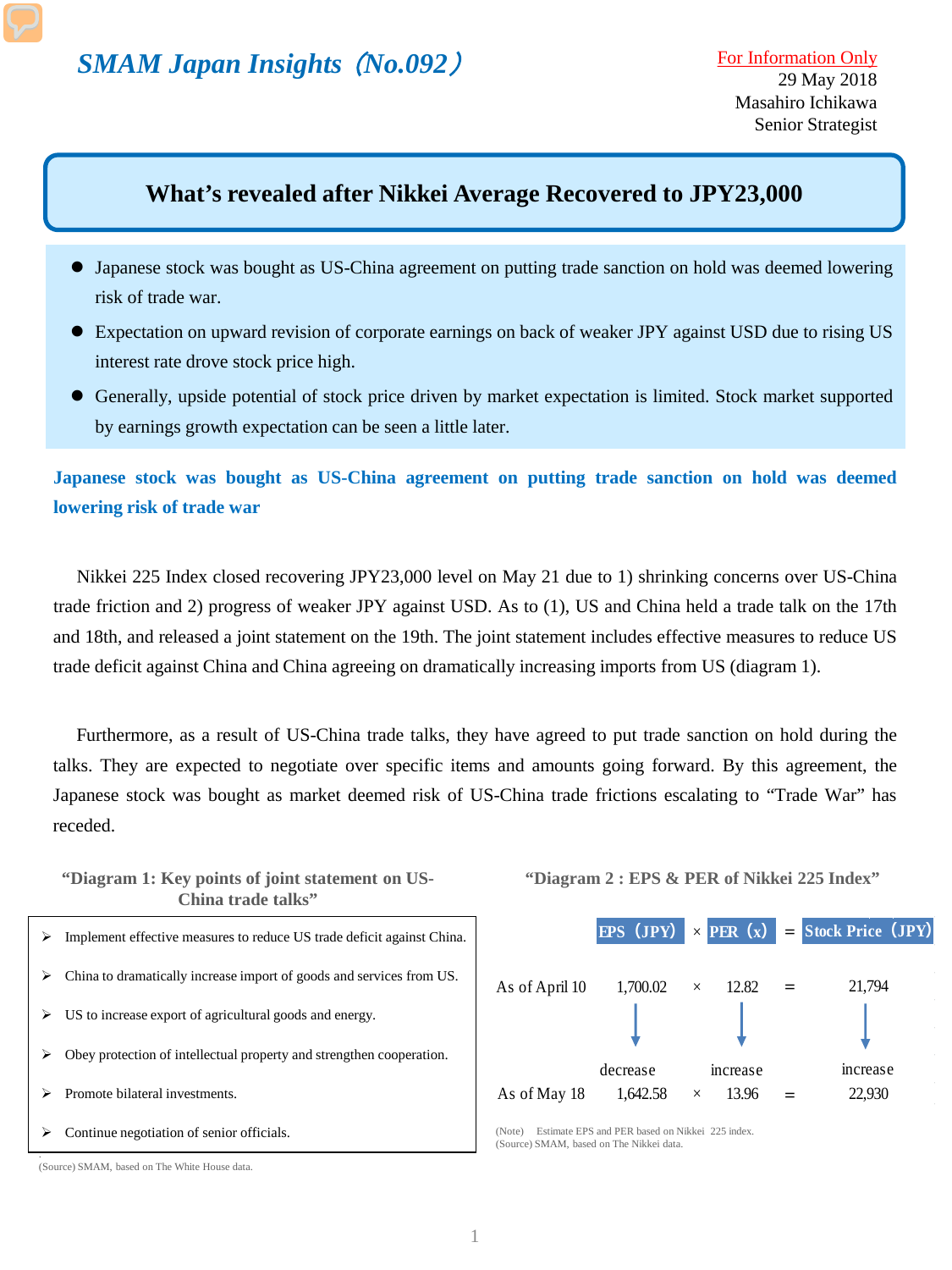# SMAM Japan Insights（No.092）

For Information Only
29 May 2018
Masahiro Ichikawa
Senior Strategist

## What's revealed after Nikkei Average Recovered to JPY23,000

- Japanese stock was bought as US-China agreement on putting trade sanction on hold was deemed lowering risk of trade war.
- Expectation on upward revision of corporate earnings on back of weaker JPY against USD due to rising US interest rate drove stock price high.
- Generally, upside potential of stock price driven by market expectation is limited. Stock market supported by earnings growth expectation can be seen a little later.

### Japanese stock was bought as US-China agreement on putting trade sanction on hold was deemed lowering risk of trade war

Nikkei 225 Index closed recovering JPY23,000 level on May 21 due to 1) shrinking concerns over US-China trade friction and 2) progress of weaker JPY against USD. As to (1), US and China held a trade talk on the 17th and 18th, and released a joint statement on the 19th. The joint statement includes effective measures to reduce US trade deficit against China and China agreeing on dramatically increasing imports from US (diagram 1).

Furthermore, as a result of US-China trade talks, they have agreed to put trade sanction on hold during the talks. They are expected to negotiate over specific items and amounts going forward. By this agreement, the Japanese stock was bought as market deemed risk of US-China trade frictions escalating to "Trade War" has receded.

**"Diagram 1: Key points of joint statement on US-China trade talks"**

- Implement effective measures to reduce US trade deficit against China.
- China to dramatically increase import of goods and services from US.
- US to increase export of agricultural goods and energy.
- Obey protection of intellectual property and strengthen cooperation.
- Promote bilateral investments.
- Continue negotiation of senior officials.

(Source) SMAM, based on The White House data.

**"Diagram 2 : EPS & PER of Nikkei 225 Index"**

| | EPS（JPY） | × | PER（x） | = | Stock Price（JPY） |
|---|---|---|---|---|---|
| As of April 10 | 1,700.02 | × | 12.82 | = | 21,794 |
| | decrease | | increase | | increase |
| As of May 18 | 1,642.58 | × | 13.96 | = | 22,930 |

(Note) Estimate EPS and PER based on Nikkei 225 index.
(Source) SMAM, based on The Nikkei data.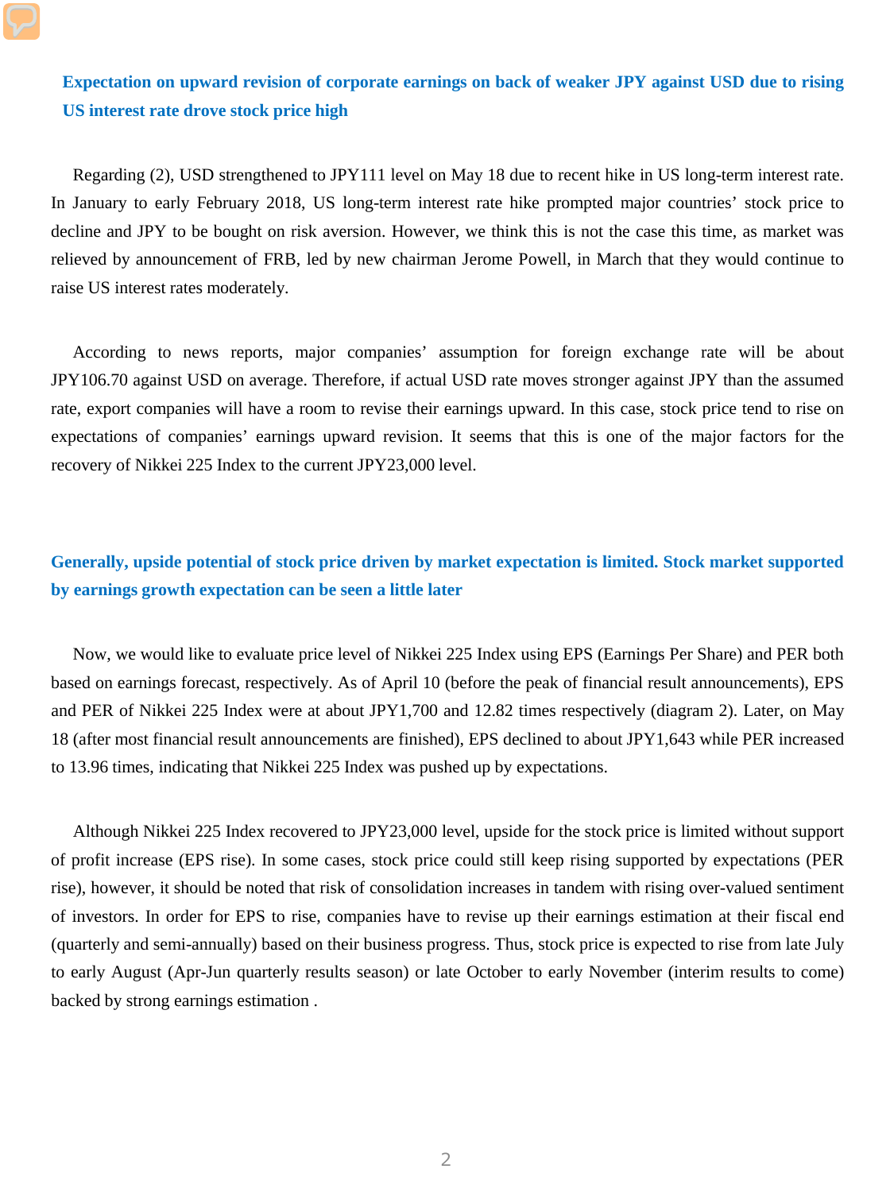## Expectation on upward revision of corporate earnings on back of weaker JPY against USD due to rising US interest rate drove stock price high

Regarding (2), USD strengthened to JPY111 level on May 18 due to recent hike in US long-term interest rate. In January to early February 2018, US long-term interest rate hike prompted major countries' stock price to decline and JPY to be bought on risk aversion. However, we think this is not the case this time, as market was relieved by announcement of FRB, led by new chairman Jerome Powell, in March that they would continue to raise US interest rates moderately.

According to news reports, major companies' assumption for foreign exchange rate will be about JPY106.70 against USD on average. Therefore, if actual USD rate moves stronger against JPY than the assumed rate, export companies will have a room to revise their earnings upward. In this case, stock price tend to rise on expectations of companies' earnings upward revision. It seems that this is one of the major factors for the recovery of Nikkei 225 Index to the current JPY23,000 level.

## Generally, upside potential of stock price driven by market expectation is limited. Stock market supported by earnings growth expectation can be seen a little later

Now, we would like to evaluate price level of Nikkei 225 Index using EPS (Earnings Per Share) and PER both based on earnings forecast, respectively. As of April 10 (before the peak of financial result announcements), EPS and PER of Nikkei 225 Index were at about JPY1,700 and 12.82 times respectively (diagram 2). Later, on May 18 (after most financial result announcements are finished), EPS declined to about JPY1,643 while PER increased to 13.96 times, indicating that Nikkei 225 Index was pushed up by expectations.

Although Nikkei 225 Index recovered to JPY23,000 level, upside for the stock price is limited without support of profit increase (EPS rise). In some cases, stock price could still keep rising supported by expectations (PER rise), however, it should be noted that risk of consolidation increases in tandem with rising over-valued sentiment of investors. In order for EPS to rise, companies have to revise up their earnings estimation at their fiscal end (quarterly and semi-annually) based on their business progress. Thus, stock price is expected to rise from late July to early August (Apr-Jun quarterly results season) or late October to early November (interim results to come) backed by strong earnings estimation .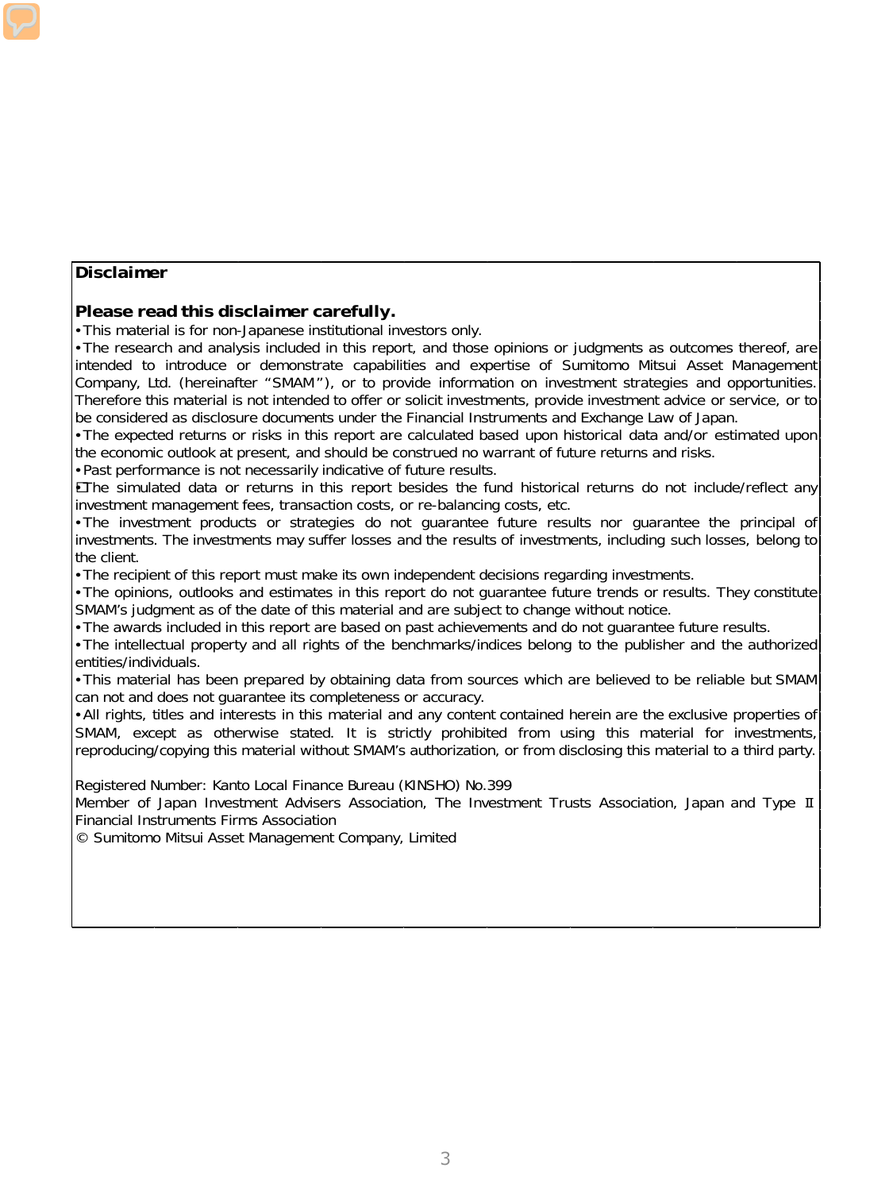## Disclaimer

### Please read this disclaimer carefully.

- This material is for non-Japanese institutional investors only.
- The research and analysis included in this report, and those opinions or judgments as outcomes thereof, are intended to introduce or demonstrate capabilities and expertise of Sumitomo Mitsui Asset Management Company, Ltd. (hereinafter "SMAM"), or to provide information on investment strategies and opportunities. Therefore this material is not intended to offer or solicit investments, provide investment advice or service, or to be considered as disclosure documents under the Financial Instruments and Exchange Law of Japan.
- The expected returns or risks in this report are calculated based upon historical data and/or estimated upon the economic outlook at present, and should be construed no warrant of future returns and risks.
- Past performance is not necessarily indicative of future results.
- The simulated data or returns in this report besides the fund historical returns do not include/reflect any investment management fees, transaction costs, or re-balancing costs, etc.
- The investment products or strategies do not guarantee future results nor guarantee the principal of investments. The investments may suffer losses and the results of investments, including such losses, belong to the client.
- The recipient of this report must make its own independent decisions regarding investments.
- The opinions, outlooks and estimates in this report do not guarantee future trends or results. They constitute SMAM's judgment as of the date of this material and are subject to change without notice.
- The awards included in this report are based on past achievements and do not guarantee future results.
- The intellectual property and all rights of the benchmarks/indices belong to the publisher and the authorized entities/individuals.
- This material has been prepared by obtaining data from sources which are believed to be reliable but SMAM can not and does not guarantee its completeness or accuracy.
- All rights, titles and interests in this material and any content contained herein are the exclusive properties of SMAM, except as otherwise stated. It is strictly prohibited from using this material for investments, reproducing/copying this material without SMAM's authorization, or from disclosing this material to a third party.

Registered Number: Kanto Local Finance Bureau (KINSHO) No.399
Member of Japan Investment Advisers Association, The Investment Trusts Association, Japan and Type Ⅱ Financial Instruments Firms Association
© Sumitomo Mitsui Asset Management Company, Limited